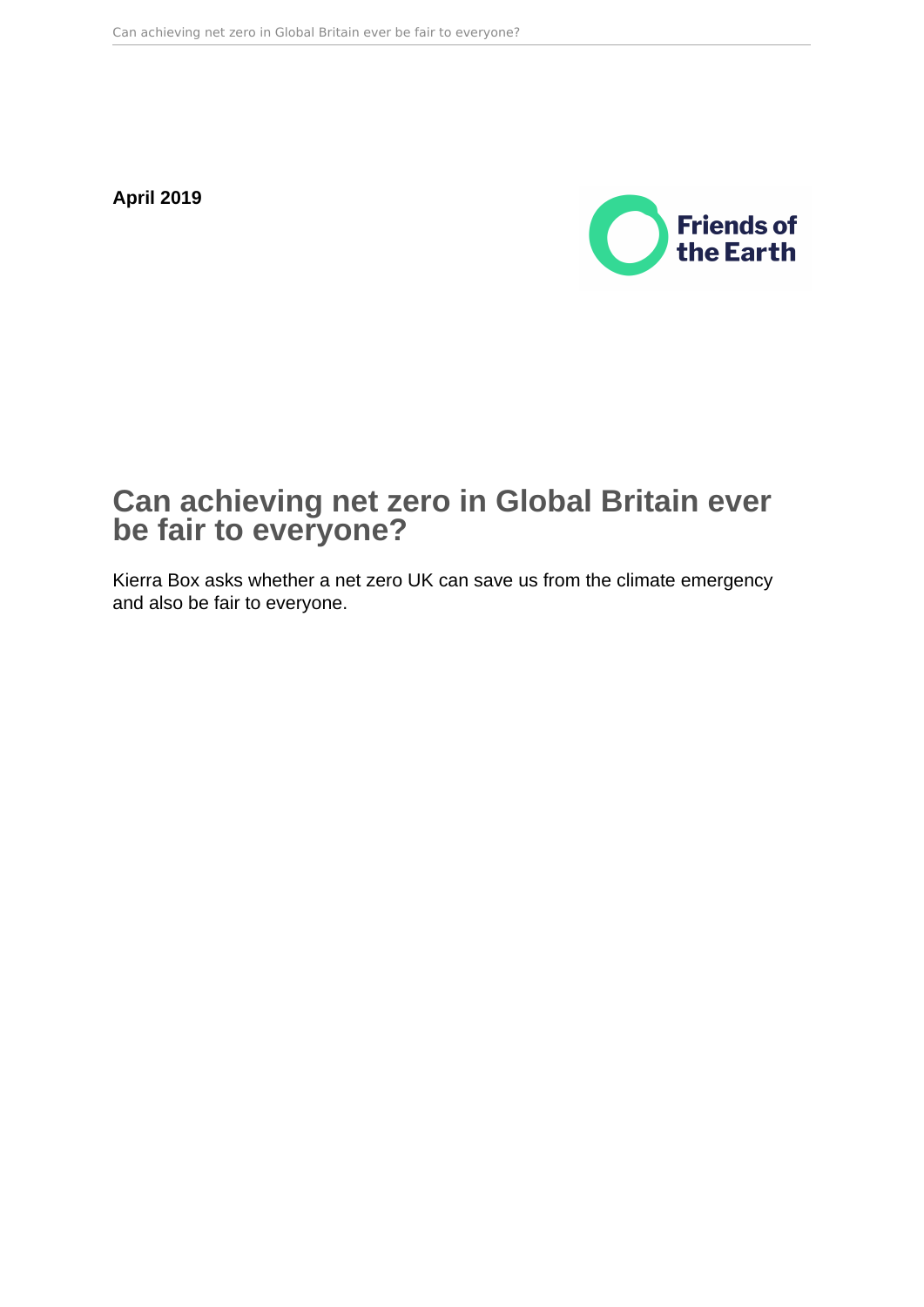**April 2019**

Friends of the Earth

# Can achieving net zero in Global Britain ever be fair to everyone?

Kierra Box asks whether a net zero UK can save us from the climate emergency and also be fair to everyone.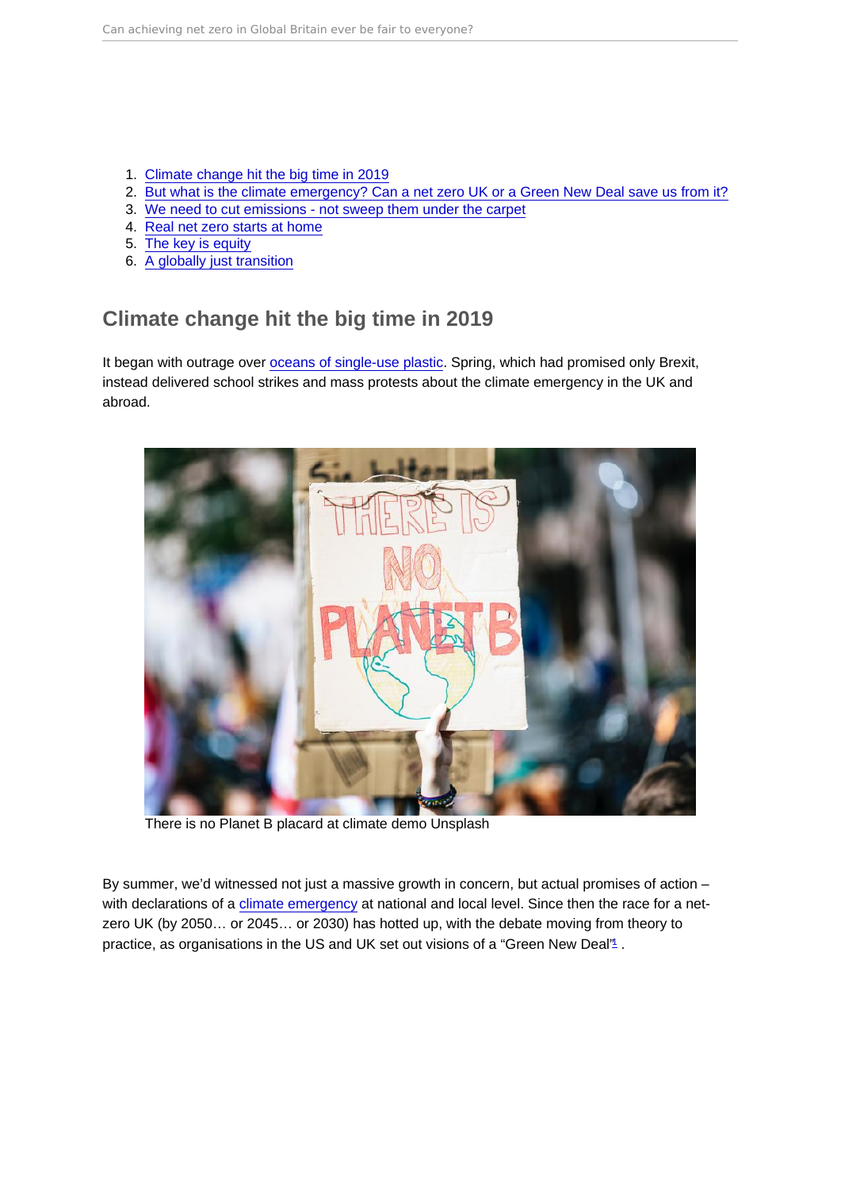1. Climate change hit the big time in 2019
2. But what is the climate emergency? Can a net zero UK or a Green New Deal save us from it?
3. We need to cut emissions - not sweep them under the carpet
4. Real net zero starts at home
5. The key is equity
6. A globally just transition

## Climate change hit the big time in 2019

It began with outrage over oceans of single-use plastic. Spring, which had promised only Brexit, instead delivered school strikes and mass protests about the climate emergency in the UK and abroad.

There is no Planet B placard at climate demo Unsplash

By summer, we'd witnessed not just a massive growth in concern, but actual promises of action – with declarations of a climate emergency at national and local level. Since then the race for a net-zero UK (by 2050… or 2045… or 2030) has hotted up, with the debate moving from theory to practice, as organisations in the US and UK set out visions of a "Green New Deal"[1] .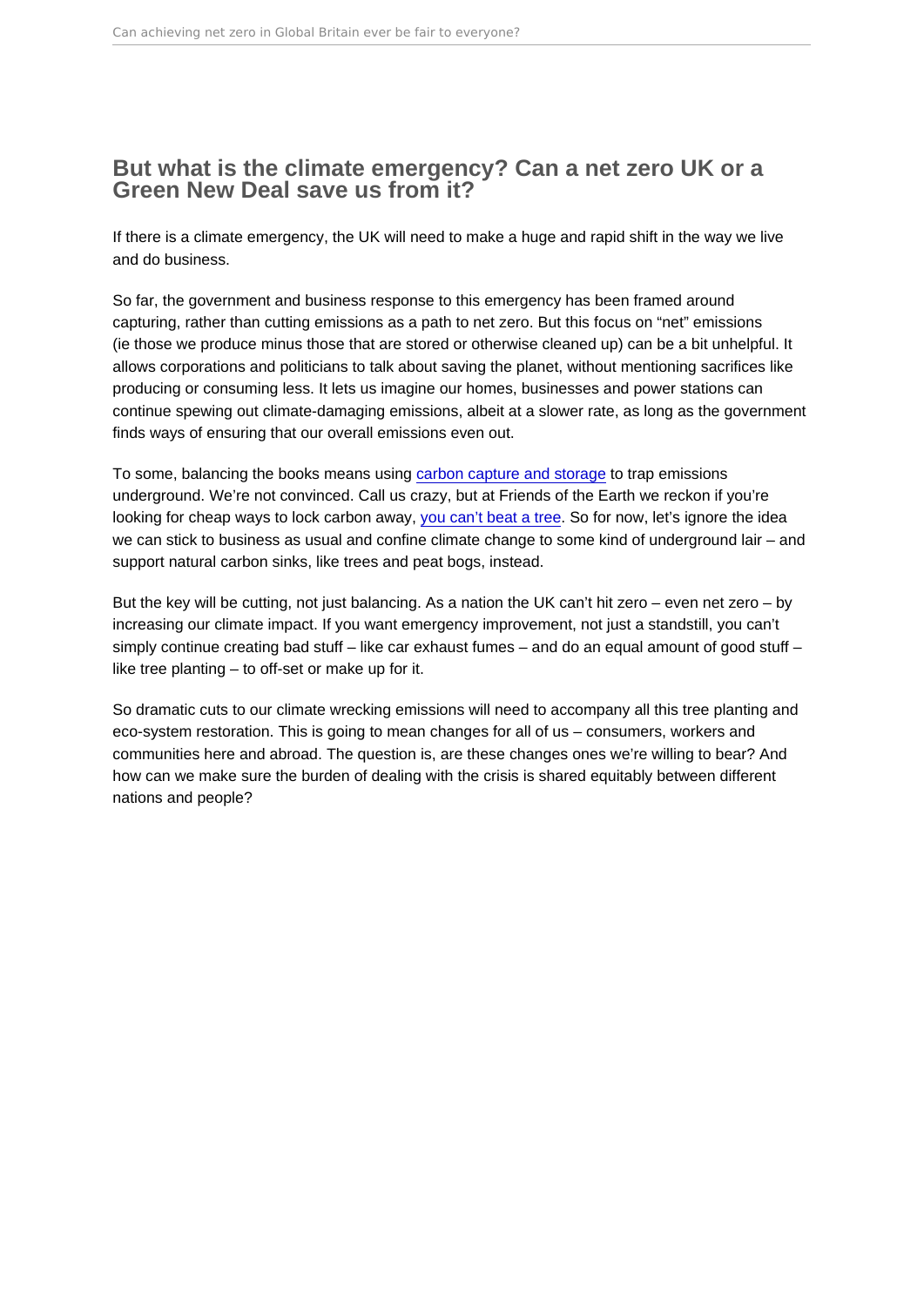## But what is the climate emergency? Can a net zero UK or a Green New Deal save us from it?

If there is a climate emergency, the UK will need to make a huge and rapid shift in the way we live and do business.

So far, the government and business response to this emergency has been framed around capturing, rather than cutting emissions as a path to net zero. But this focus on "net" emissions (ie those we produce minus those that are stored or otherwise cleaned up) can be a bit unhelpful. It allows corporations and politicians to talk about saving the planet, without mentioning sacrifices like producing or consuming less. It lets us imagine our homes, businesses and power stations can continue spewing out climate-damaging emissions, albeit at a slower rate, as long as the government finds ways of ensuring that our overall emissions even out.

To some, balancing the books means using carbon capture and storage to trap emissions underground. We're not convinced. Call us crazy, but at Friends of the Earth we reckon if you're looking for cheap ways to lock carbon away, you can't beat a tree. So for now, let's ignore the idea we can stick to business as usual and confine climate change to some kind of underground lair – and support natural carbon sinks, like trees and peat bogs, instead.

But the key will be cutting, not just balancing. As a nation the UK can't hit zero – even net zero – by increasing our climate impact. If you want emergency improvement, not just a standstill, you can't simply continue creating bad stuff – like car exhaust fumes – and do an equal amount of good stuff – like tree planting – to off-set or make up for it.

So dramatic cuts to our climate wrecking emissions will need to accompany all this tree planting and eco-system restoration. This is going to mean changes for all of us – consumers, workers and communities here and abroad. The question is, are these changes ones we're willing to bear? And how can we make sure the burden of dealing with the crisis is shared equitably between different nations and people?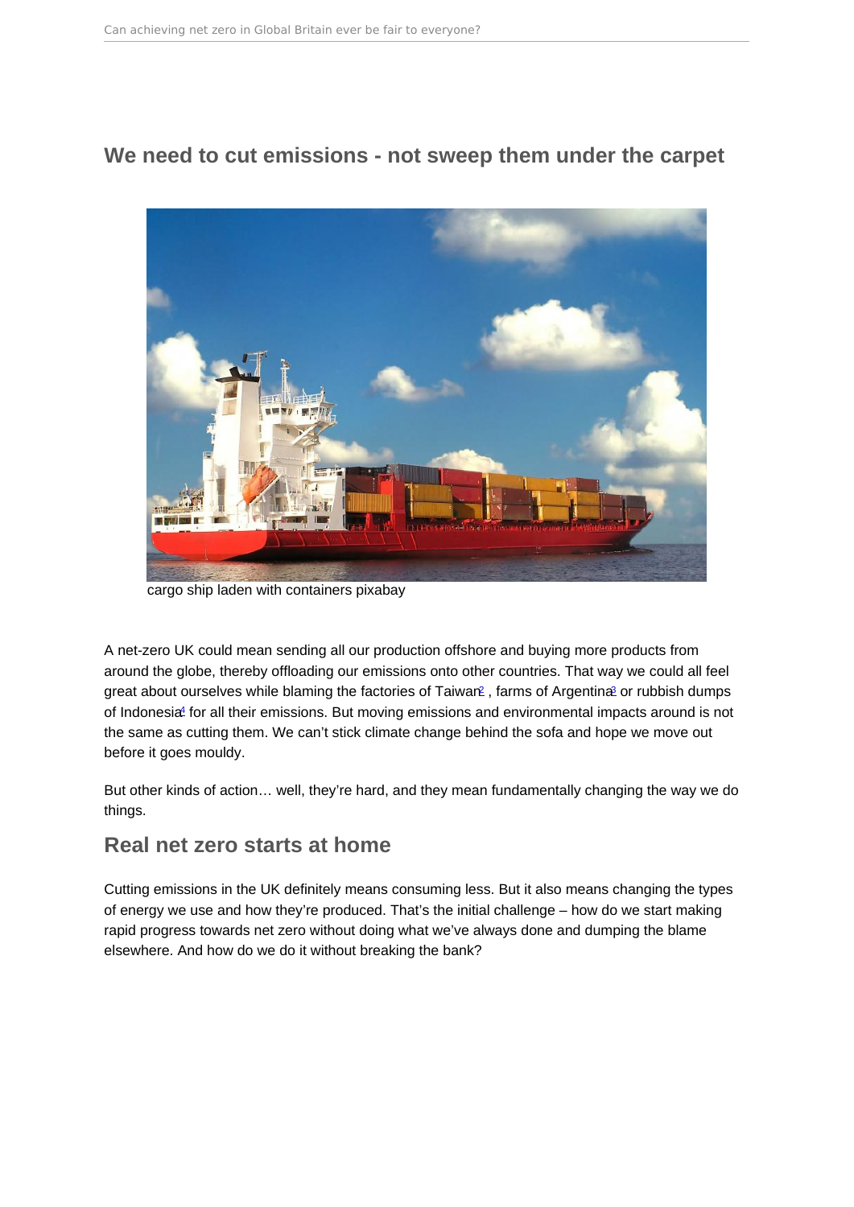## We need to cut emissions - not sweep them under the carpet

cargo ship laden with containers pixabay

A net-zero UK could mean sending all our production offshore and buying more products from around the globe, thereby offloading our emissions onto other countries. That way we could all feel great about ourselves while blaming the factories of Taiwan[2] , farms of Argentina[3] or rubbish dumps of Indonesia[4] for all their emissions. But moving emissions and environmental impacts around is not the same as cutting them. We can't stick climate change behind the sofa and hope we move out before it goes mouldy.

But other kinds of action… well, they're hard, and they mean fundamentally changing the way we do things.

## Real net zero starts at home

Cutting emissions in the UK definitely means consuming less. But it also means changing the types of energy we use and how they're produced. That's the initial challenge – how do we start making rapid progress towards net zero without doing what we've always done and dumping the blame elsewhere. And how do we do it without breaking the bank?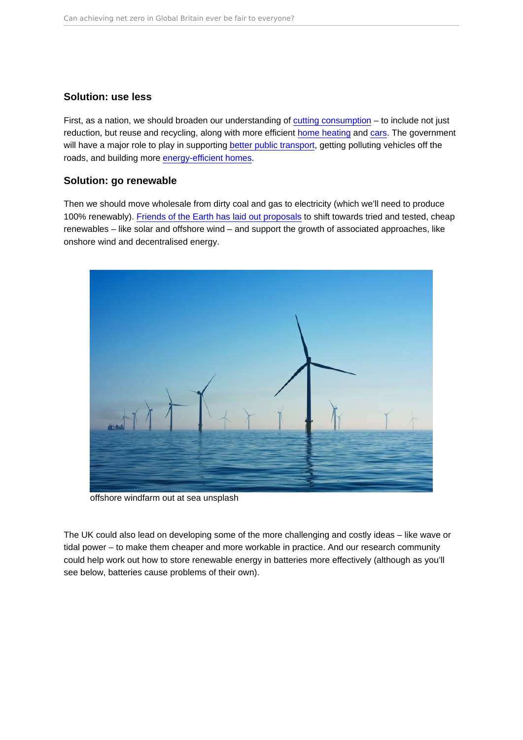### Solution: use less

First, as a nation, we should broaden our understanding of cutting consumption – to include not just reduction, but reuse and recycling, along with more efficient home heating and cars. The government will have a major role to play in supporting better public transport, getting polluting vehicles off the roads, and building more energy-efficient homes.

### Solution: go renewable

Then we should move wholesale from dirty coal and gas to electricity (which we'll need to produce 100% renewably). Friends of the Earth has laid out proposals to shift towards tried and tested, cheap renewables – like solar and offshore wind – and support the growth of associated approaches, like onshore wind and decentralised energy.

offshore windfarm out at sea unsplash

The UK could also lead on developing some of the more challenging and costly ideas – like wave or tidal power – to make them cheaper and more workable in practice. And our research community could help work out how to store renewable energy in batteries more effectively (although as you'll see below, batteries cause problems of their own).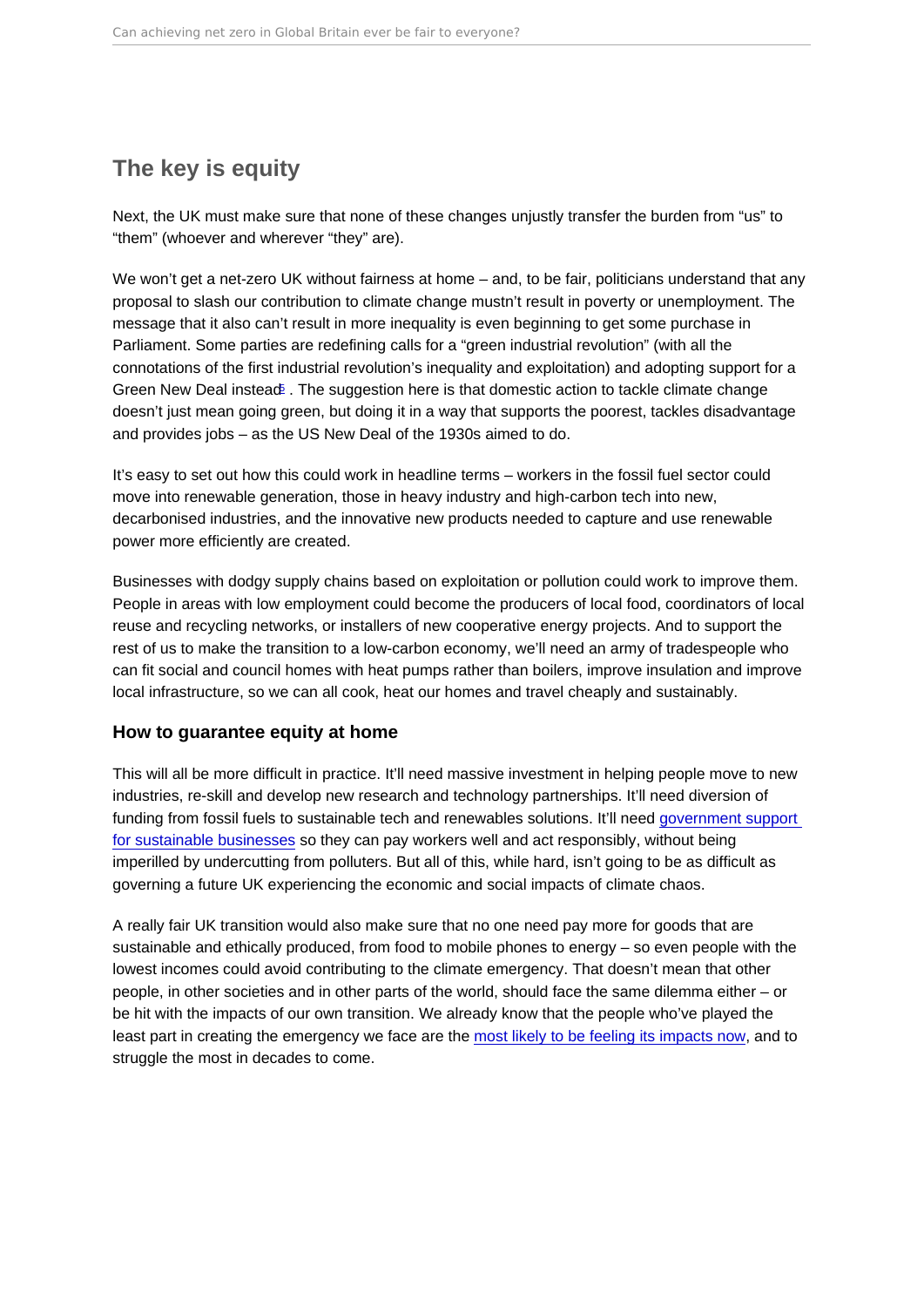## The key is equity

Next, the UK must make sure that none of these changes unjustly transfer the burden from "us" to "them" (whoever and wherever "they" are).

We won't get a net-zero UK without fairness at home – and, to be fair, politicians understand that any proposal to slash our contribution to climate change mustn't result in poverty or unemployment. The message that it also can't result in more inequality is even beginning to get some purchase in Parliament. Some parties are redefining calls for a "green industrial revolution" (with all the connotations of the first industrial revolution's inequality and exploitation) and adopting support for a Green New Deal instead[5]. The suggestion here is that domestic action to tackle climate change doesn't just mean going green, but doing it in a way that supports the poorest, tackles disadvantage and provides jobs – as the US New Deal of the 1930s aimed to do.

It's easy to set out how this could work in headline terms – workers in the fossil fuel sector could move into renewable generation, those in heavy industry and high-carbon tech into new, decarbonised industries, and the innovative new products needed to capture and use renewable power more efficiently are created.

Businesses with dodgy supply chains based on exploitation or pollution could work to improve them. People in areas with low employment could become the producers of local food, coordinators of local reuse and recycling networks, or installers of new cooperative energy projects. And to support the rest of us to make the transition to a low-carbon economy, we'll need an army of tradespeople who can fit social and council homes with heat pumps rather than boilers, improve insulation and improve local infrastructure, so we can all cook, heat our homes and travel cheaply and sustainably.

### How to guarantee equity at home

This will all be more difficult in practice. It'll need massive investment in helping people move to new industries, re-skill and develop new research and technology partnerships. It'll need diversion of funding from fossil fuels to sustainable tech and renewables solutions. It'll need government support for sustainable businesses so they can pay workers well and act responsibly, without being imperilled by undercutting from polluters. But all of this, while hard, isn't going to be as difficult as governing a future UK experiencing the economic and social impacts of climate chaos.

A really fair UK transition would also make sure that no one need pay more for goods that are sustainable and ethically produced, from food to mobile phones to energy – so even people with the lowest incomes could avoid contributing to the climate emergency. That doesn't mean that other people, in other societies and in other parts of the world, should face the same dilemma either – or be hit with the impacts of our own transition. We already know that the people who've played the least part in creating the emergency we face are the most likely to be feeling its impacts now, and to struggle the most in decades to come.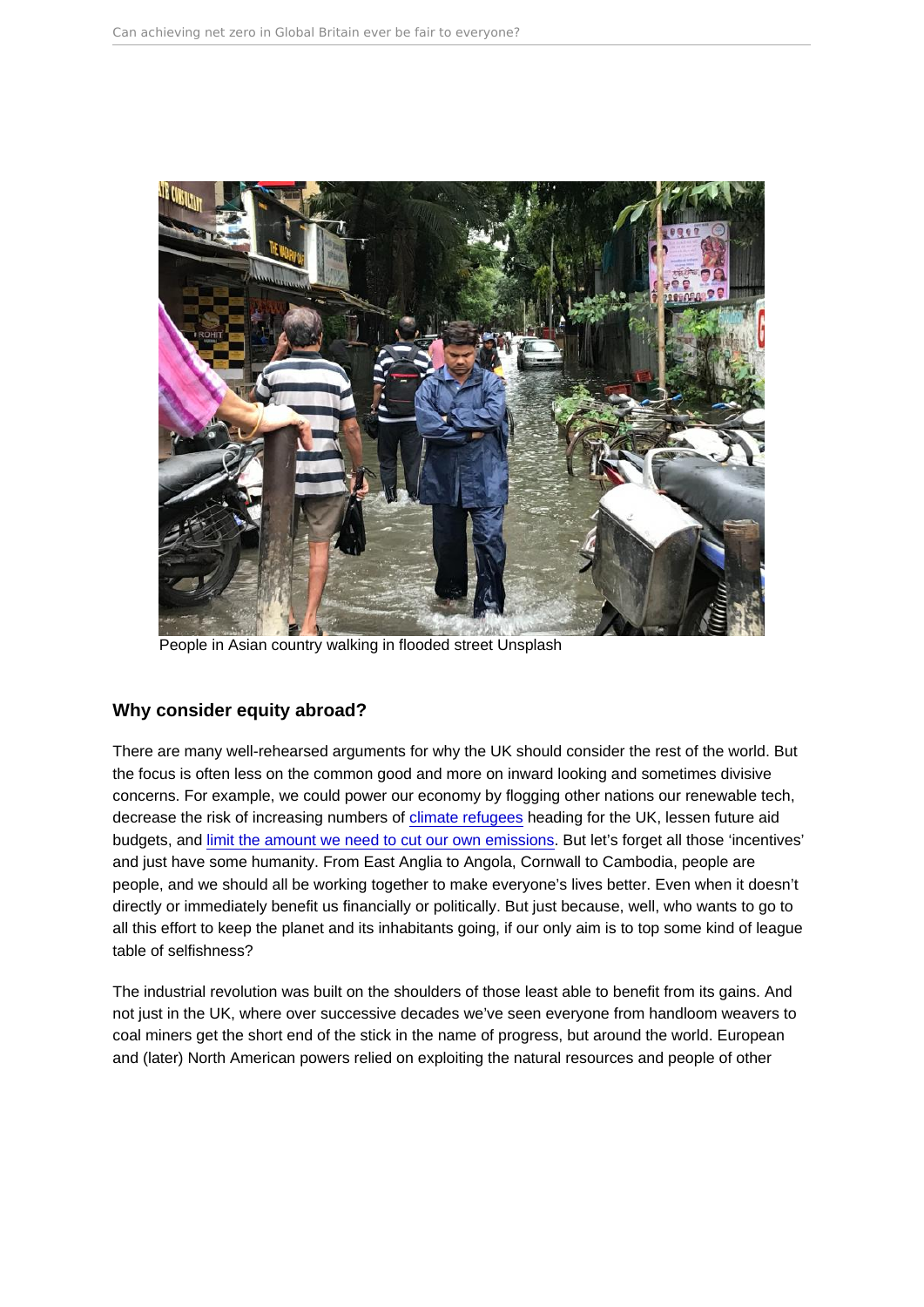People in Asian country walking in flooded street Unsplash

## Why consider equity abroad?

There are many well-rehearsed arguments for why the UK should consider the rest of the world. But the focus is often less on the common good and more on inward looking and sometimes divisive concerns. For example, we could power our economy by flogging other nations our renewable tech, decrease the risk of increasing numbers of climate refugees heading for the UK, lessen future aid budgets, and limit the amount we need to cut our own emissions. But let's forget all those 'incentives' and just have some humanity. From East Anglia to Angola, Cornwall to Cambodia, people are people, and we should all be working together to make everyone's lives better. Even when it doesn't directly or immediately benefit us financially or politically. But just because, well, who wants to go to all this effort to keep the planet and its inhabitants going, if our only aim is to top some kind of league table of selfishness?

The industrial revolution was built on the shoulders of those least able to benefit from its gains. And not just in the UK, where over successive decades we've seen everyone from handloom weavers to coal miners get the short end of the stick in the name of progress, but around the world. European and (later) North American powers relied on exploiting the natural resources and people of other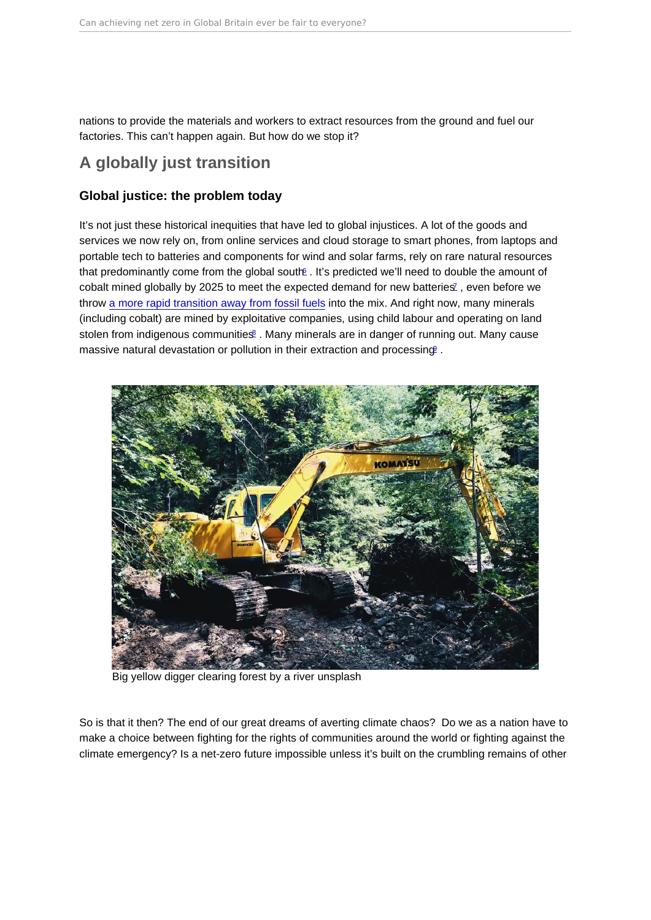nations to provide the materials and workers to extract resources from the ground and fuel our factories. This can't happen again. But how do we stop it?

## A globally just transition

### Global justice: the problem today

It's not just these historical inequities that have led to global injustices. A lot of the goods and services we now rely on, from online services and cloud storage to smart phones, from laptops and portable tech to batteries and components for wind and solar farms, rely on rare natural resources that predominantly come from the global south[6]. It's predicted we'll need to double the amount of cobalt mined globally by 2025 to meet the expected demand for new batteries[7], even before we throw a more rapid transition away from fossil fuels into the mix. And right now, many minerals (including cobalt) are mined by exploitative companies, using child labour and operating on land stolen from indigenous communities[8]. Many minerals are in danger of running out. Many cause massive natural devastation or pollution in their extraction and processing[9].

Big yellow digger clearing forest by a river unsplash

So is that it then? The end of our great dreams of averting climate chaos? Do we as a nation have to make a choice between fighting for the rights of communities around the world or fighting against the climate emergency? Is a net-zero future impossible unless it's built on the crumbling remains of other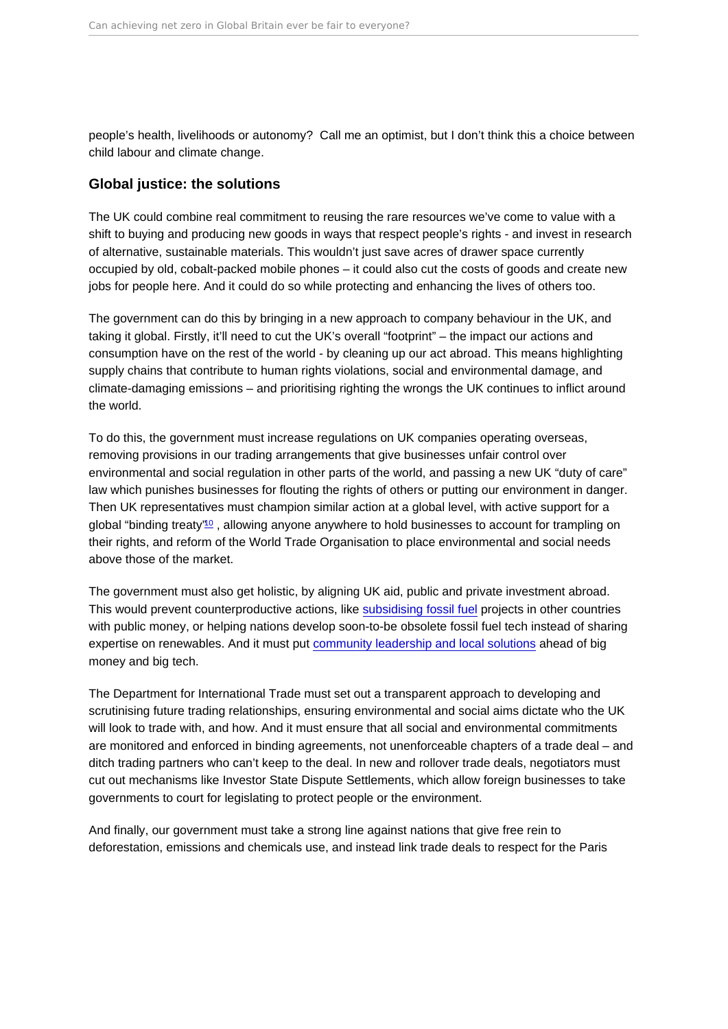people's health, livelihoods or autonomy? Call me an optimist, but I don't think this a choice between child labour and climate change.

## Global justice: the solutions

The UK could combine real commitment to reusing the rare resources we've come to value with a shift to buying and producing new goods in ways that respect people's rights - and invest in research of alternative, sustainable materials. This wouldn't just save acres of drawer space currently occupied by old, cobalt-packed mobile phones – it could also cut the costs of goods and create new jobs for people here. And it could do so while protecting and enhancing the lives of others too.

The government can do this by bringing in a new approach to company behaviour in the UK, and taking it global. Firstly, it'll need to cut the UK's overall "footprint" – the impact our actions and consumption have on the rest of the world - by cleaning up our act abroad. This means highlighting supply chains that contribute to human rights violations, social and environmental damage, and climate-damaging emissions – and prioritising righting the wrongs the UK continues to inflict around the world.

To do this, the government must increase regulations on UK companies operating overseas, removing provisions in our trading arrangements that give businesses unfair control over environmental and social regulation in other parts of the world, and passing a new UK "duty of care" law which punishes businesses for flouting the rights of others or putting our environment in danger. Then UK representatives must champion similar action at a global level, with active support for a global "binding treaty"[10], allowing anyone anywhere to hold businesses to account for trampling on their rights, and reform of the World Trade Organisation to place environmental and social needs above those of the market.

The government must also get holistic, by aligning UK aid, public and private investment abroad. This would prevent counterproductive actions, like subsidising fossil fuel projects in other countries with public money, or helping nations develop soon-to-be obsolete fossil fuel tech instead of sharing expertise on renewables. And it must put community leadership and local solutions ahead of big money and big tech.

The Department for International Trade must set out a transparent approach to developing and scrutinising future trading relationships, ensuring environmental and social aims dictate who the UK will look to trade with, and how. And it must ensure that all social and environmental commitments are monitored and enforced in binding agreements, not unenforceable chapters of a trade deal – and ditch trading partners who can't keep to the deal. In new and rollover trade deals, negotiators must cut out mechanisms like Investor State Dispute Settlements, which allow foreign businesses to take governments to court for legislating to protect people or the environment.

And finally, our government must take a strong line against nations that give free rein to deforestation, emissions and chemicals use, and instead link trade deals to respect for the Paris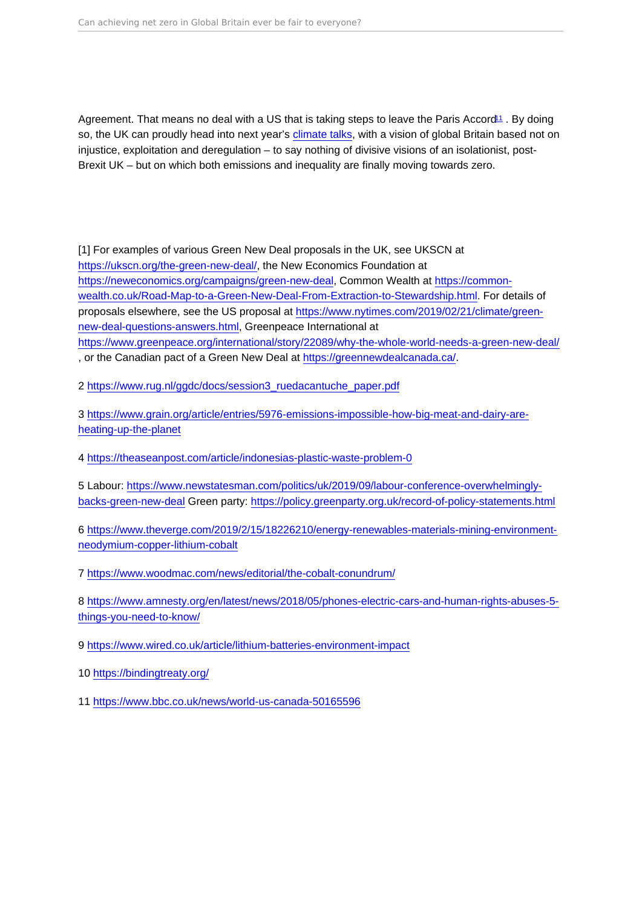Agreement. That means no deal with a US that is taking steps to leave the Paris Accord[11] . By doing so, the UK can proudly head into next year's [climate talks](#), with a vision of global Britain based not on injustice, exploitation and deregulation – to say nothing of divisive visions of an isolationist, post-Brexit UK – but on which both emissions and inequality are finally moving towards zero.

[1] For examples of various Green New Deal proposals in the UK, see UKSCN at https://ukscn.org/the-green-new-deal/, the New Economics Foundation at https://neweconomics.org/campaigns/green-new-deal, Common Wealth at https://common-wealth.co.uk/Road-Map-to-a-Green-New-Deal-From-Extraction-to-Stewardship.html. For details of proposals elsewhere, see the US proposal at https://www.nytimes.com/2019/02/21/climate/green-new-deal-questions-answers.html, Greenpeace International at https://www.greenpeace.org/international/story/22089/why-the-whole-world-needs-a-green-new-deal/, or the Canadian pact of a Green New Deal at https://greennewdealcanada.ca/.

2 https://www.rug.nl/ggdc/docs/session3_ruedacantuche_paper.pdf

3 https://www.grain.org/article/entries/5976-emissions-impossible-how-big-meat-and-dairy-are-heating-up-the-planet

4 https://theaseanpost.com/article/indonesias-plastic-waste-problem-0

5 Labour: https://www.newstatesman.com/politics/uk/2019/09/labour-conference-overwhelmingly-backs-green-new-deal Green party: https://policy.greenparty.org.uk/record-of-policy-statements.html

6 https://www.theverge.com/2019/2/15/18226210/energy-renewables-materials-mining-environment-neodymium-copper-lithium-cobalt

7 https://www.woodmac.com/news/editorial/the-cobalt-conundrum/

8 https://www.amnesty.org/en/latest/news/2018/05/phones-electric-cars-and-human-rights-abuses-5-things-you-need-to-know/

9 https://www.wired.co.uk/article/lithium-batteries-environment-impact

10 https://bindingtreaty.org/

11 https://www.bbc.co.uk/news/world-us-canada-50165596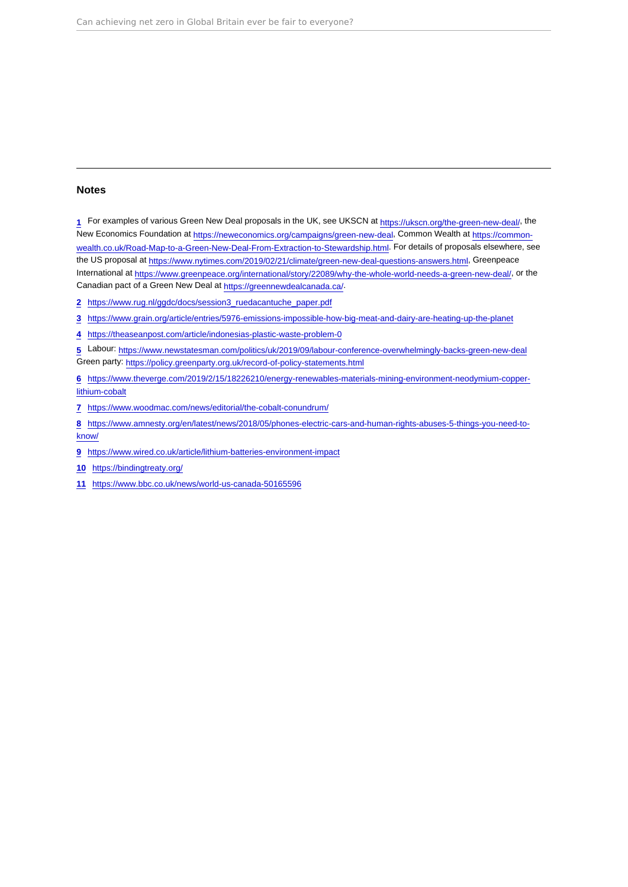## Notes

1 For examples of various Green New Deal proposals in the UK, see UKSCN at https://ukscn.org/the-green-new-deal/, the New Economics Foundation at https://neweconomics.org/campaigns/green-new-deal, Common Wealth at https://common-wealth.co.uk/Road-Map-to-a-Green-New-Deal-From-Extraction-to-Stewardship.html. For details of proposals elsewhere, see the US proposal at https://www.nytimes.com/2019/02/21/climate/green-new-deal-questions-answers.html, Greenpeace International at https://www.greenpeace.org/international/story/22089/why-the-whole-world-needs-a-green-new-deal/, or the Canadian pact of a Green New Deal at https://greennewdealcanada.ca/.

2 https://www.rug.nl/ggdc/docs/session3_ruedacantuche_paper.pdf

3 https://www.grain.org/article/entries/5976-emissions-impossible-how-big-meat-and-dairy-are-heating-up-the-planet

4 https://theaseanpost.com/article/indonesias-plastic-waste-problem-0

5 Labour: https://www.newstatesman.com/politics/uk/2019/09/labour-conference-overwhelmingly-backs-green-new-deal
Green party: https://policy.greenparty.org.uk/record-of-policy-statements.html

6 https://www.theverge.com/2019/2/15/18226210/energy-renewables-materials-mining-environment-neodymium-copper-lithium-cobalt

7 https://www.woodmac.com/news/editorial/the-cobalt-conundrum/

8 https://www.amnesty.org/en/latest/news/2018/05/phones-electric-cars-and-human-rights-abuses-5-things-you-need-to-know/

9 https://www.wired.co.uk/article/lithium-batteries-environment-impact

10 https://bindingtreaty.org/

11 https://www.bbc.co.uk/news/world-us-canada-50165596